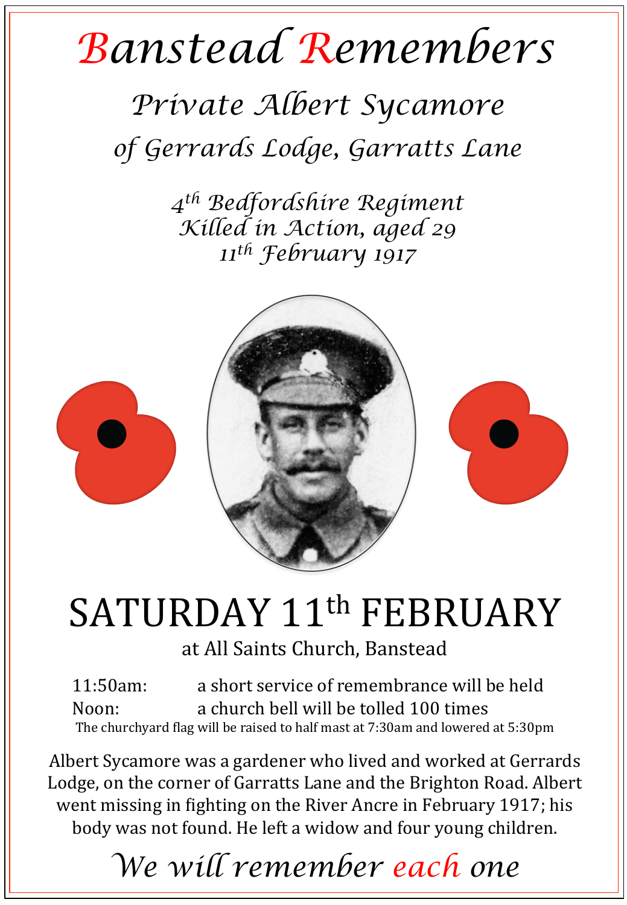# Banstead Remembers

## *Private Albert Sycamore*

### *of Gerrards Lodge, Garratts Lane*

*4th Bedfordshire Regiment*
*Killed in Action, aged 29*
*11th February 1917*

# SATURDAY 11th FEBRUARY

at All Saints Church, Banstead

11:50am: a short service of remembrance will be held
Noon: a church bell will be tolled 100 times

The churchyard flag will be raised to half mast at 7:30am and lowered at 5:30pm

Albert Sycamore was a gardener who lived and worked at Gerrards Lodge, on the corner of Garratts Lane and the Brighton Road. Albert went missing in fighting on the River Ancre in February 1917; his body was not found. He left a widow and four young children.

*We will remember each one*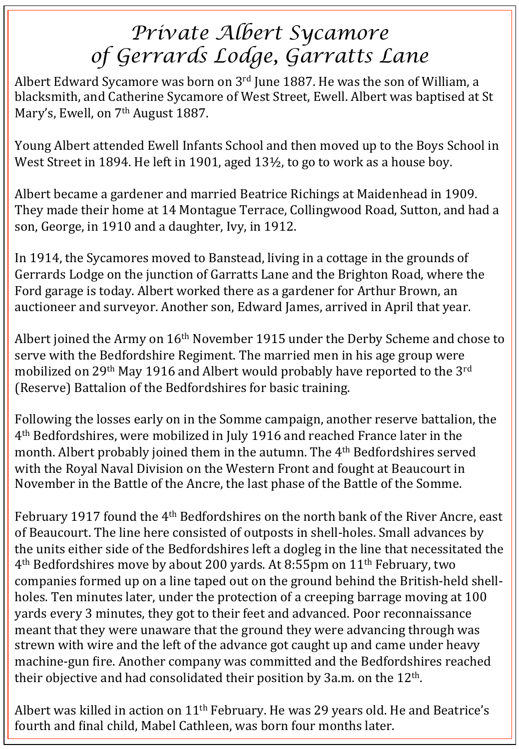# Private Albert Sycamore of Gerrards Lodge, Garratts Lane

Albert Edward Sycamore was born on 3rd June 1887. He was the son of William, a blacksmith, and Catherine Sycamore of West Street, Ewell. Albert was baptised at St Mary's, Ewell, on 7th August 1887.

Young Albert attended Ewell Infants School and then moved up to the Boys School in West Street in 1894. He left in 1901, aged 13½, to go to work as a house boy.

Albert became a gardener and married Beatrice Richings at Maidenhead in 1909. They made their home at 14 Montague Terrace, Collingwood Road, Sutton, and had a son, George, in 1910 and a daughter, Ivy, in 1912.

In 1914, the Sycamores moved to Banstead, living in a cottage in the grounds of Gerrards Lodge on the junction of Garratts Lane and the Brighton Road, where the Ford garage is today. Albert worked there as a gardener for Arthur Brown, an auctioneer and surveyor. Another son, Edward James, arrived in April that year.

Albert joined the Army on 16th November 1915 under the Derby Scheme and chose to serve with the Bedfordshire Regiment. The married men in his age group were mobilized on 29th May 1916 and Albert would probably have reported to the 3rd (Reserve) Battalion of the Bedfordshires for basic training.

Following the losses early on in the Somme campaign, another reserve battalion, the 4th Bedfordshires, were mobilized in July 1916 and reached France later in the month. Albert probably joined them in the autumn. The 4th Bedfordshires served with the Royal Naval Division on the Western Front and fought at Beaucourt in November in the Battle of the Ancre, the last phase of the Battle of the Somme.

February 1917 found the 4th Bedfordshires on the north bank of the River Ancre, east of Beaucourt. The line here consisted of outposts in shell-holes. Small advances by the units either side of the Bedfordshires left a dogleg in the line that necessitated the 4th Bedfordshires move by about 200 yards. At 8:55pm on 11th February, two companies formed up on a line taped out on the ground behind the British-held shell-holes. Ten minutes later, under the protection of a creeping barrage moving at 100 yards every 3 minutes, they got to their feet and advanced. Poor reconnaissance meant that they were unaware that the ground they were advancing through was strewn with wire and the left of the advance got caught up and came under heavy machine-gun fire. Another company was committed and the Bedfordshires reached their objective and had consolidated their position by 3a.m. on the 12th.

Albert was killed in action on 11th February. He was 29 years old. He and Beatrice's fourth and final child, Mabel Cathleen, was born four months later.